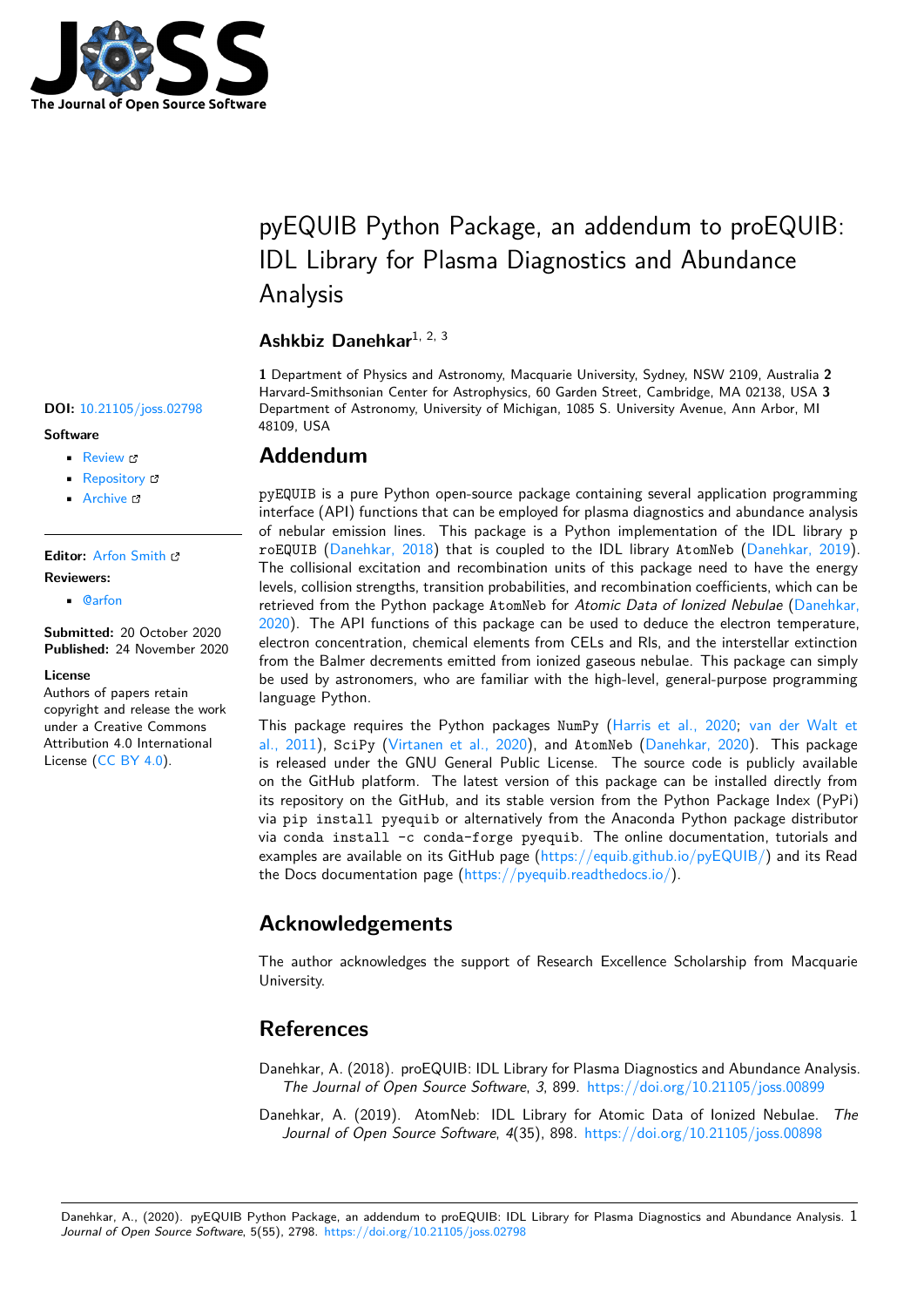# pyEQUIB Python Package, an addendum to proEQUIB: IDL Library for Plasma Diagnostics and Abundance Analysis

**Ashkbiz Danehkar**[1, 2, 3]

**1** Department of Physics and Astronomy, Macquarie University, Sydney, NSW 2109, Australia **2** Harvard-Smithsonian Center for Astrophysics, 60 Garden Street, Cambridge, MA 02138, USA **3** Department of Astronomy, University of Michigan, 1085 S. University Avenue, Ann Arbor, MI 48109, USA

**DOI:** 10.21105/joss.02798

**Software**

- Review
- Repository
- Archive

**Editor:** Arfon Smith

**Reviewers:**

- @arfon

**Submitted:** 20 October 2020
**Published:** 24 November 2020

**License**
Authors of papers retain copyright and release the work under a Creative Commons Attribution 4.0 International License (CC BY 4.0).

## Addendum

pyEQUIB is a pure Python open-source package containing several application programming interface (API) functions that can be employed for plasma diagnostics and abundance analysis of nebular emission lines. This package is a Python implementation of the IDL library proEQUIB (Danehkar, 2018) that is coupled to the IDL library AtomNeb (Danehkar, 2019). The collisional excitation and recombination units of this package need to have the energy levels, collision strengths, transition probabilities, and recombination coefficients, which can be retrieved from the Python package AtomNeb for *Atomic Data of Ionized Nebulae* (Danehkar, 2020). The API functions of this package can be used to deduce the electron temperature, electron concentration, chemical elements from CELs and RIs, and the interstellar extinction from the Balmer decrements emitted from ionized gaseous nebulae. This package can simply be used by astronomers, who are familiar with the high-level, general-purpose programming language Python.

This package requires the Python packages NumPy (Harris et al., 2020; van der Walt et al., 2011), SciPy (Virtanen et al., 2020), and AtomNeb (Danehkar, 2020). This package is released under the GNU General Public License. The source code is publicly available on the GitHub platform. The latest version of this package can be installed directly from its repository on the GitHub, and its stable version from the Python Package Index (PyPi) via `pip install pyequib` or alternatively from the Anaconda Python package distributor via `conda install -c conda-forge pyequib`. The online documentation, tutorials and examples are available on its GitHub page (https://equib.github.io/pyEQUIB/) and its Read the Docs documentation page (https://pyequib.readthedocs.io/).

## Acknowledgements

The author acknowledges the support of Research Excellence Scholarship from Macquarie University.

## References

Danehkar, A. (2018). proEQUIB: IDL Library for Plasma Diagnostics and Abundance Analysis. *The Journal of Open Source Software*, *3*, 899. https://doi.org/10.21105/joss.00899

Danehkar, A. (2019). AtomNeb: IDL Library for Atomic Data of Ionized Nebulae. *The Journal of Open Source Software*, *4*(35), 898. https://doi.org/10.21105/joss.00898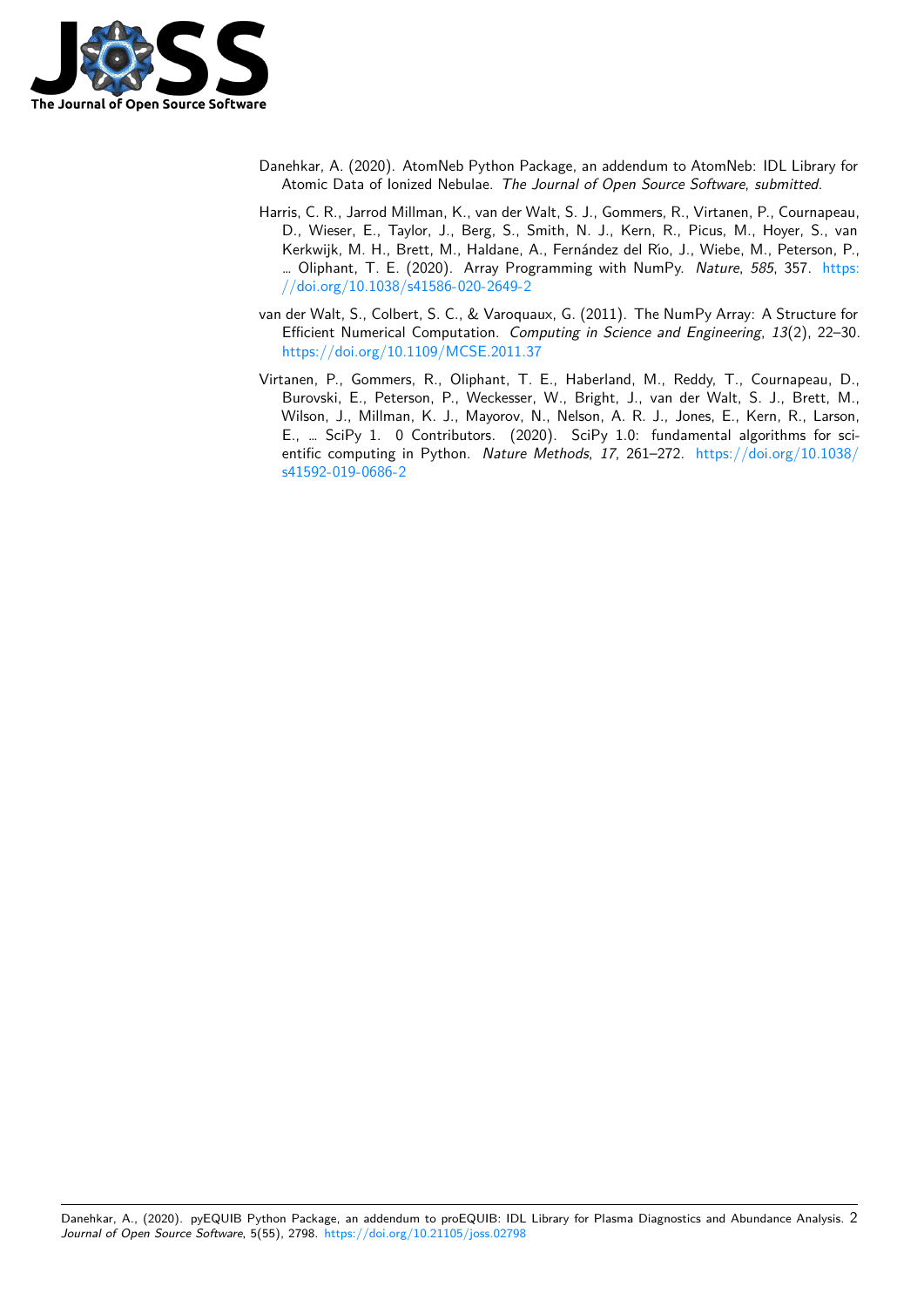Danehkar, A. (2020). AtomNeb Python Package, an addendum to AtomNeb: IDL Library for Atomic Data of Ionized Nebulae. *The Journal of Open Source Software*, *submitted*.

Harris, C. R., Jarrod Millman, K., van der Walt, S. J., Gommers, R., Virtanen, P., Cournapeau, D., Wieser, E., Taylor, J., Berg, S., Smith, N. J., Kern, R., Picus, M., Hoyer, S., van Kerkwijk, M. H., Brett, M., Haldane, A., Fernández del Río, J., Wiebe, M., Peterson, P., … Oliphant, T. E. (2020). Array Programming with NumPy. *Nature*, *585*, 357. https://doi.org/10.1038/s41586-020-2649-2

van der Walt, S., Colbert, S. C., & Varoquaux, G. (2011). The NumPy Array: A Structure for Efficient Numerical Computation. *Computing in Science and Engineering*, *13*(2), 22–30. https://doi.org/10.1109/MCSE.2011.37

Virtanen, P., Gommers, R., Oliphant, T. E., Haberland, M., Reddy, T., Cournapeau, D., Burovski, E., Peterson, P., Weckesser, W., Bright, J., van der Walt, S. J., Brett, M., Wilson, J., Millman, K. J., Mayorov, N., Nelson, A. R. J., Jones, E., Kern, R., Larson, E., … SciPy 1. 0 Contributors. (2020). SciPy 1.0: fundamental algorithms for scientific computing in Python. *Nature Methods*, *17*, 261–272. https://doi.org/10.1038/s41592-019-0686-2